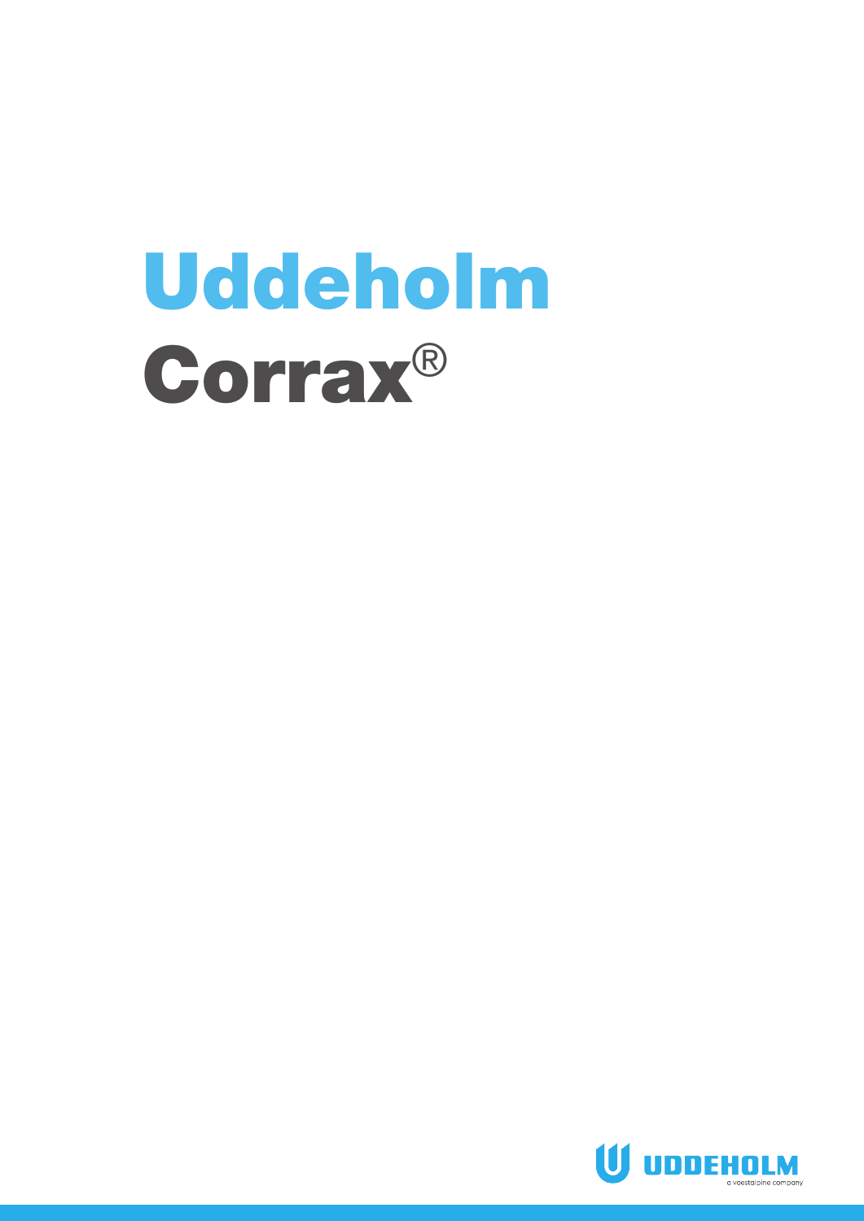# Uddeholm Corrax®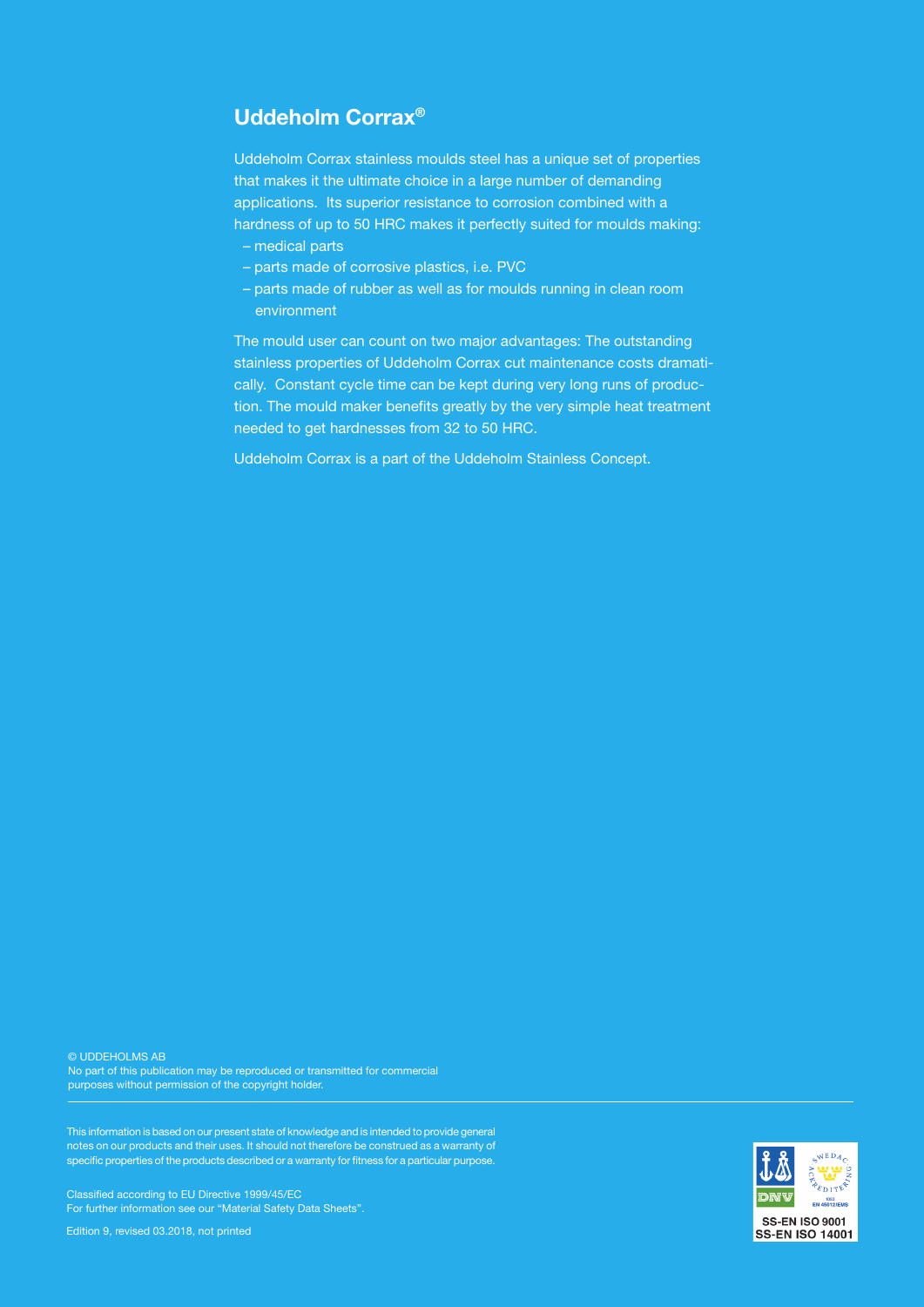## Uddeholm Corrax®

Uddeholm Corrax stainless moulds steel has a unique set of properties that makes it the ultimate choice in a large number of demanding applications. Its superior resistance to corrosion combined with a hardness of up to 50 HRC makes it perfectly suited for moulds making:

- medical parts
- parts made of corrosive plastics, i.e. PVC
- parts made of rubber as well as for moulds running in clean room environment

The mould user can count on two major advantages: The outstanding stainless properties of Uddeholm Corrax cut maintenance costs dramatically. Constant cycle time can be kept during very long runs of production. The mould maker benefits greatly by the very simple heat treatment needed to get hardnesses from 32 to 50 HRC.

Uddeholm Corrax is a part of the Uddeholm Stainless Concept.

© UDDEHOLMS AB
No part of this publication may be reproduced or transmitted for commercial purposes without permission of the copyright holder.

This information is based on our present state of knowledge and is intended to provide general notes on our products and their uses. It should not therefore be construed as a warranty of specific properties of the products described or a warranty for fitness for a particular purpose.

Classified according to EU Directive 1999/45/EC
For further information see our "Material Safety Data Sheets".

Edition 9, revised 03.2018, not printed

SS-EN ISO 9001
SS-EN ISO 14001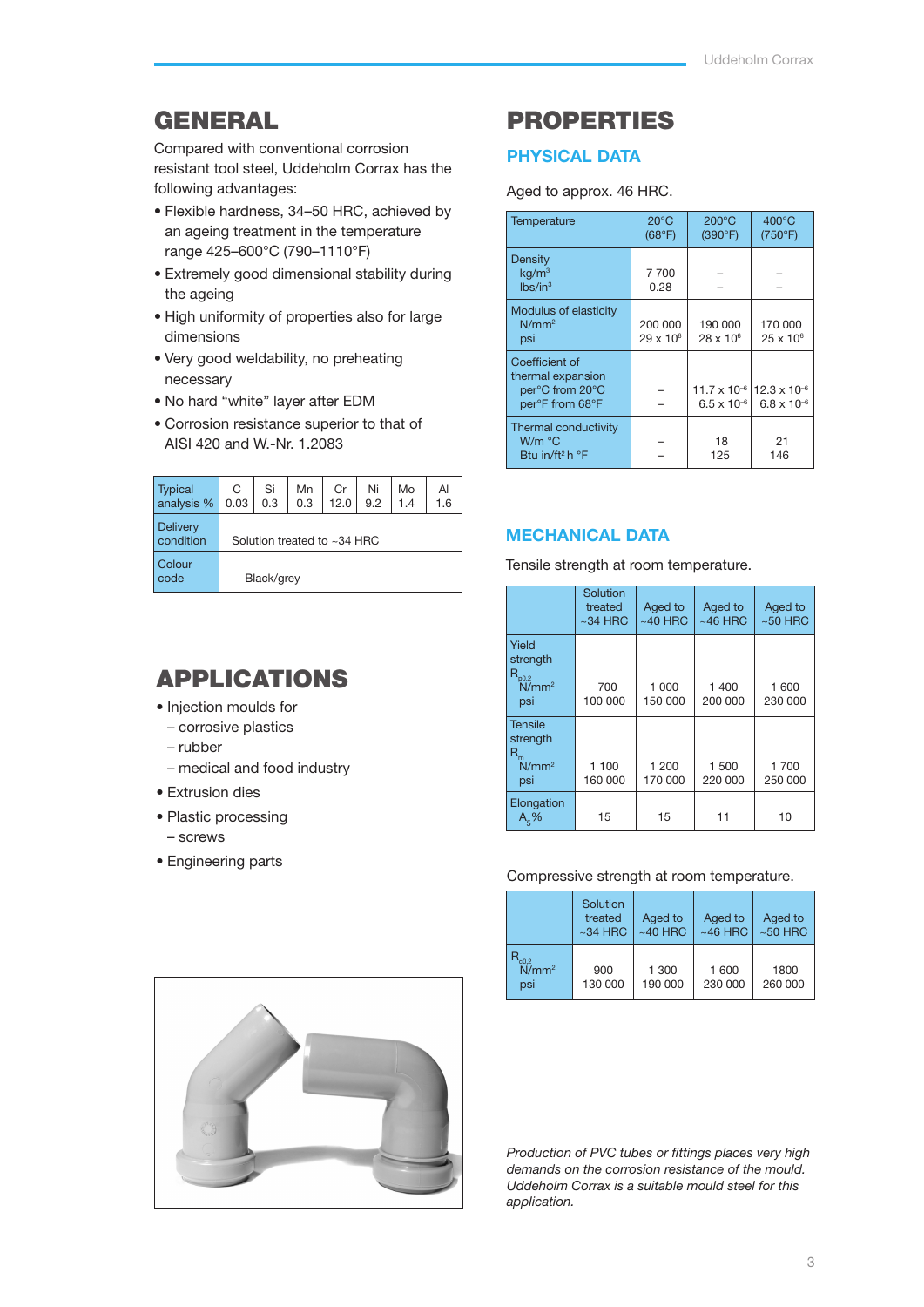# GENERAL

Compared with conventional corrosion resistant tool steel, Uddeholm Corrax has the following advantages:

- Flexible hardness, 34–50 HRC, achieved by an ageing treatment in the temperature range 425–600°C (790–1110°F)
- Extremely good dimensional stability during the ageing
- High uniformity of properties also for large dimensions
- Very good weldability, no preheating necessary
- No hard "white" layer after EDM
- Corrosion resistance superior to that of AISI 420 and W.-Nr. 1.2083

| Typical analysis % | C 0.03 | Si 0.3 | Mn 0.3 | Cr 12.0 | Ni 9.2 | Mo 1.4 | Al 1.6 |
|---|---|---|---|---|---|---|---|
| Delivery condition | Solution treated to ~34 HRC | | | | | | |
| Colour code | Black/grey | | | | | | |

# APPLICATIONS

- Injection moulds for
  - corrosive plastics
  - rubber
  - medical and food industry
- Extrusion dies
- Plastic processing
  - screws
- Engineering parts

# PROPERTIES

## PHYSICAL DATA

Aged to approx. 46 HRC.

| Temperature | 20°C (68°F) | 200°C (390°F) | 400°C (750°F) |
|---|---|---|---|
| Density kg/m$^3$ lbs/in$^3$ | 7 700 0.28 | – – | – – |
| Modulus of elasticity N/mm$^2$ psi | 200 000 29 x $10^6$ | 190 000 28 x $10^6$ | 170 000 25 x $10^6$ |
| Coefficient of thermal expansion per°C from 20°C per°F from 68°F | – – | 11.7 x $10^{-6}$ 6.5 x $10^{-6}$ | 12.3 x $10^{-6}$ 6.8 x $10^{-6}$ |
| Thermal conductivity W/m °C Btu in/ft$^2$ h °F | – – | 18 125 | 21 146 |

## MECHANICAL DATA

Tensile strength at room temperature.

| | Solution treated ~34 HRC | Aged to ~40 HRC | Aged to ~46 HRC | Aged to ~50 HRC |
|---|---|---|---|---|
| Yield strength $R_{p0.2}$ N/mm$^2$ psi | 700 100 000 | 1 000 150 000 | 1 400 200 000 | 1 600 230 000 |
| Tensile strength $R_m$ N/mm$^2$ psi | 1 100 160 000 | 1 200 170 000 | 1 500 220 000 | 1 700 250 000 |
| Elongation $A_5$% | 15 | 15 | 11 | 10 |

Compressive strength at room temperature.

| | Solution treated ~34 HRC | Aged to ~40 HRC | Aged to ~46 HRC | Aged to ~50 HRC |
|---|---|---|---|---|
| $R_{c0.2}$ N/mm$^2$ psi | 900 130 000 | 1 300 190 000 | 1 600 230 000 | 1800 260 000 |

*Production of PVC tubes or fittings places very high demands on the corrosion resistance of the mould. Uddeholm Corrax is a suitable mould steel for this application.*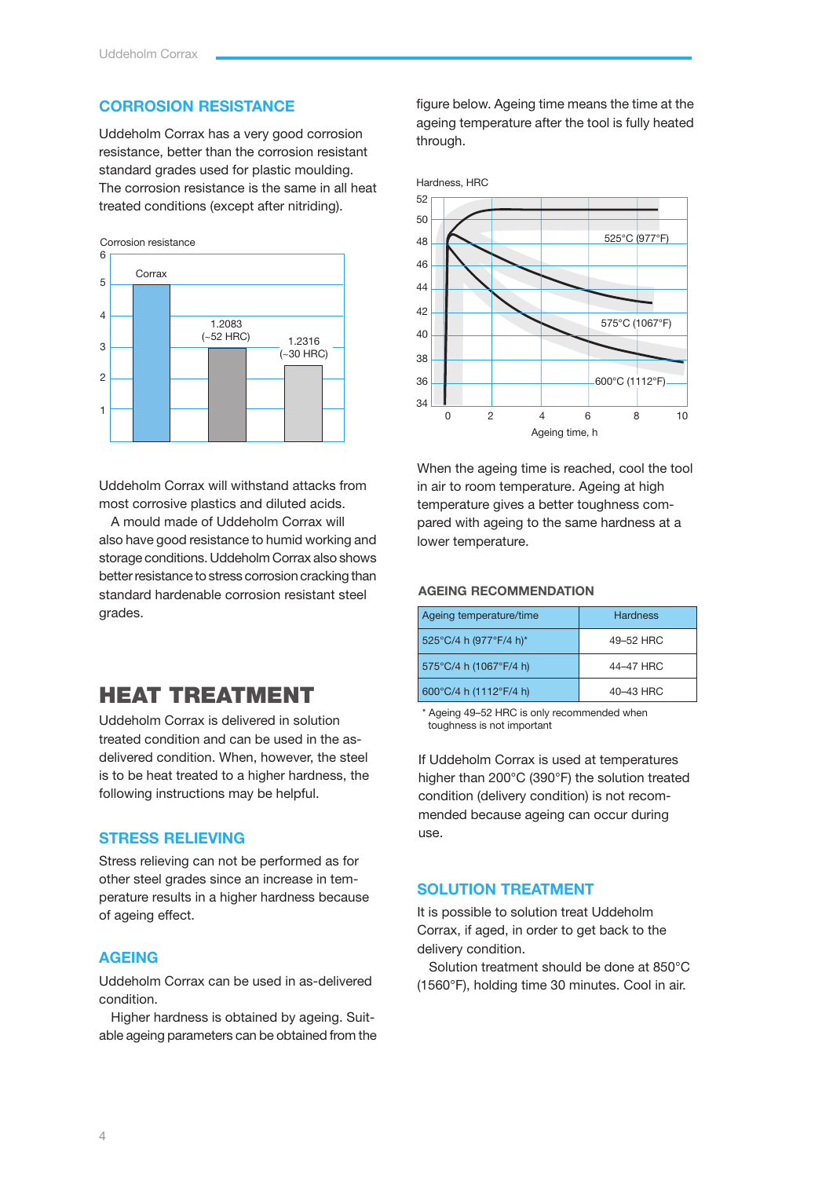## CORROSION RESISTANCE

Uddeholm Corrax has a very good corrosion resistance, better than the corrosion resistant standard grades used for plastic moulding. The corrosion resistance is the same in all heat treated conditions (except after nitriding).

Corrosion resistance

Corrax

1.2083 (~52 HRC)

1.2316 (~30 HRC)

Uddeholm Corrax will withstand attacks from most corrosive plastics and diluted acids.

A mould made of Uddeholm Corrax will also have good resistance to humid working and storage conditions. Uddeholm Corrax also shows better resistance to stress corrosion cracking than standard hardenable corrosion resistant steel grades.

# HEAT TREATMENT

Uddeholm Corrax is delivered in solution treated condition and can be used in the as-delivered condition. When, however, the steel is to be heat treated to a higher hardness, the following instructions may be helpful.

## STRESS RELIEVING

Stress relieving can not be performed as for other steel grades since an increase in temperature results in a higher hardness because of ageing effect.

## AGEING

Uddeholm Corrax can be used in as-delivered condition.

Higher hardness is obtained by ageing. Suitable ageing parameters can be obtained from the figure below. Ageing time means the time at the ageing temperature after the tool is fully heated through.

Hardness, HRC

525°C (977°F)

575°C (1067°F)

600°C (1112°F)

Ageing time, h

When the ageing time is reached, cool the tool in air to room temperature. Ageing at high temperature gives a better toughness compared with ageing to the same hardness at a lower temperature.

### AGEING RECOMMENDATION

| Ageing temperature/time | Hardness |
|---|---|
| 525°C/4 h (977°F/4 h)* | 49–52 HRC |
| 575°C/4 h (1067°F/4 h) | 44–47 HRC |
| 600°C/4 h (1112°F/4 h) | 40–43 HRC |

* Ageing 49–52 HRC is only recommended when toughness is not important

If Uddeholm Corrax is used at temperatures higher than 200°C (390°F) the solution treated condition (delivery condition) is not recommended because ageing can occur during use.

## SOLUTION TREATMENT

It is possible to solution treat Uddeholm Corrax, if aged, in order to get back to the delivery condition.

Solution treatment should be done at 850°C (1560°F), holding time 30 minutes. Cool in air.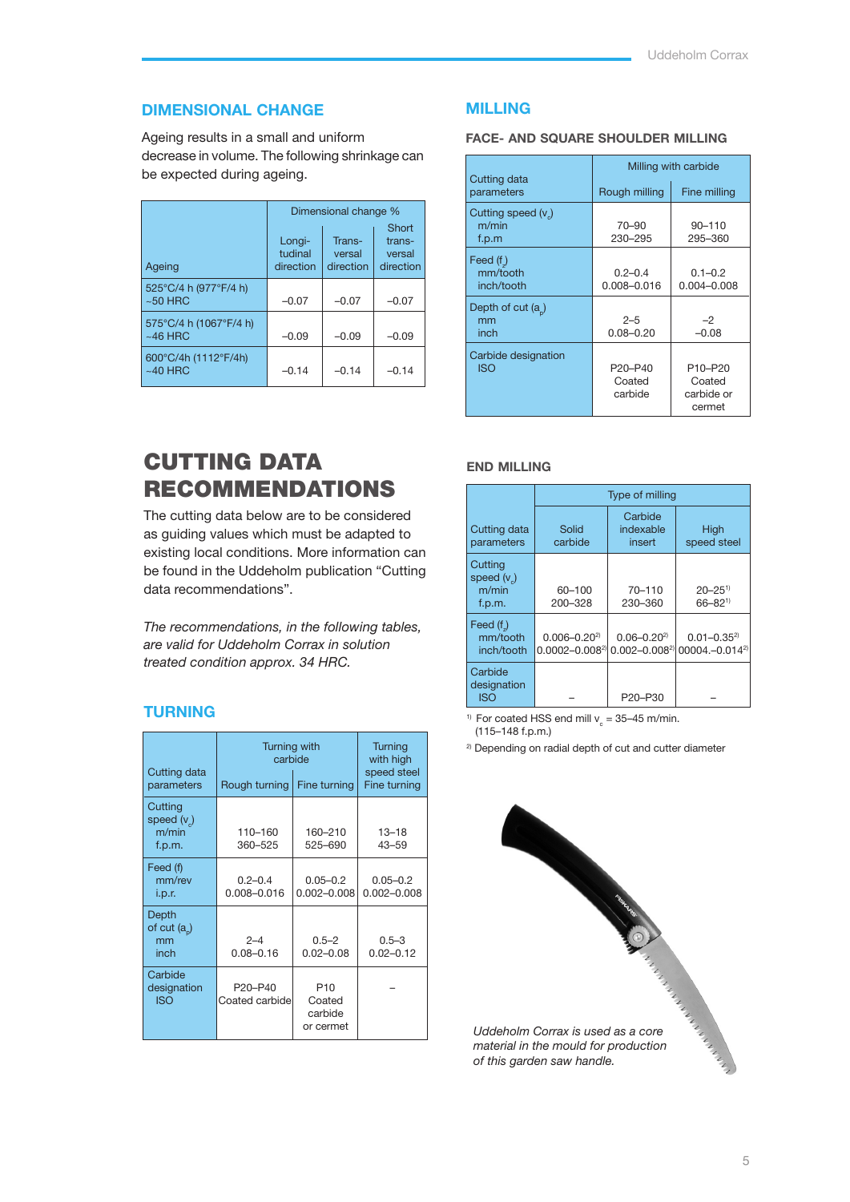## DIMENSIONAL CHANGE

Ageing results in a small and uniform decrease in volume. The following shrinkage can be expected during ageing.

| Ageing | Dimensional change % | | |
|---|---|---|---|
| | Longi-tudinal direction | Trans-versal direction | Short trans-versal direction |
| 525°C/4 h (977°F/4 h) ~50 HRC | –0.07 | –0.07 | –0.07 |
| 575°C/4 h (1067°F/4 h) ~46 HRC | –0.09 | –0.09 | –0.09 |
| 600°C/4h (1112°F/4h) ~40 HRC | –0.14 | –0.14 | –0.14 |

# CUTTING DATA RECOMMENDATIONS

The cutting data below are to be considered as guiding values which must be adapted to existing local conditions. More information can be found in the Uddeholm publication "Cutting data recommendations".

*The recommendations, in the following tables, are valid for Uddeholm Corrax in solution treated condition approx. 34 HRC.*

## TURNING

| Cutting data parameters | Turning with carbide | | Turning with high speed steel |
|---|---|---|---|
| | Rough turning | Fine turning | Fine turning |
| Cutting speed ($v_c$) m/min f.p.m. | 110–160 360–525 | 160–210 525–690 | 13–18 43–59 |
| Feed (f) mm/rev i.p.r. | 0.2–0.4 0.008–0.016 | 0.05–0.2 0.002–0.008 | 0.05–0.2 0.002–0.008 |
| Depth of cut ($a_p$) mm inch | 2–4 0.08–0.16 | 0.5–2 0.02–0.08 | 0.5–3 0.02–0.12 |
| Carbide designation ISO | P20–P40 Coated carbide | P10 Coated carbide or cermet | – |

## MILLING

### FACE- AND SQUARE SHOULDER MILLING

| Cutting data parameters | Milling with carbide | |
|---|---|---|
| | Rough milling | Fine milling |
| Cutting speed ($v_c$) m/min f.p.m | 70–90 230–295 | 90–110 295–360 |
| Feed ($f_z$) mm/tooth inch/tooth | 0.2–0.4 0.008–0.016 | 0.1–0.2 0.004–0.008 |
| Depth of cut ($a_p$) mm inch | 2–5 0.08–0.20 | –2 –0.08 |
| Carbide designation ISO | P20–P40 Coated carbide | P10–P20 Coated carbide or cermet |

### END MILLING

| Cutting data parameters | Type of milling | | |
|---|---|---|---|
| | Solid carbide | Carbide indexable insert | High speed steel |
| Cutting speed ($v_c$) m/min f.p.m. | 60–100 200–328 | 70–110 230–360 | 20–25[1] 66–82[1] |
| Feed ($f_z$) mm/tooth inch/tooth | 0.006–0.20[2] 0.0002–0.008[2] | 0.06–0.20[2] 0.002–0.008[2] | 0.01–0.35[2] 00004.–0.014[2] |
| Carbide designation ISO | – | P20–P30 | – |

[1] For coated HSS end mill $v_c$ = 35–45 m/min. (115–148 f.p.m.)

[2] Depending on radial depth of cut and cutter diameter

*Uddeholm Corrax is used as a core material in the mould for production of this garden saw handle.*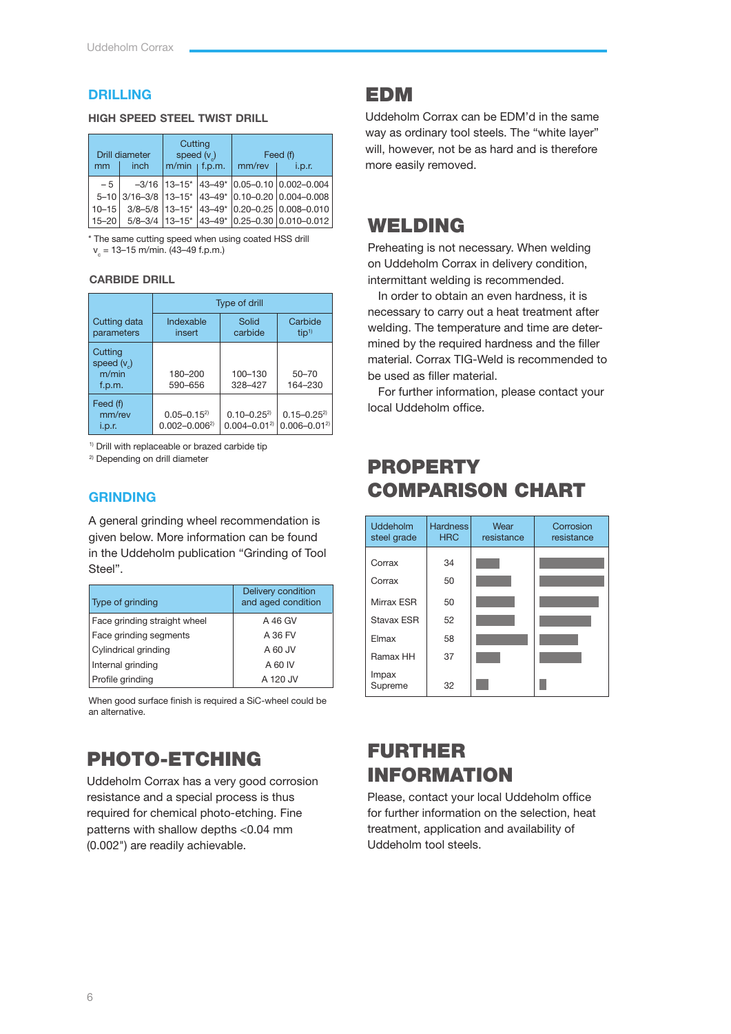## DRILLING

### HIGH SPEED STEEL TWIST DRILL

| Drill diameter mm | Drill diameter inch | Cutting speed ($v_c$) m/min | Cutting speed ($v_c$) f.p.m. | Feed (f) mm/rev | Feed (f) i.p.r. |
|---|---|---|---|---|---|
| –5 | –3/16 | 13–15* | 43–49* | 0.05–0.10 | 0.002–0.004 |
| 5–10 | 3/16–3/8 | 13–15* | 43–49* | 0.10–0.20 | 0.004–0.008 |
| 10–15 | 3/8–5/8 | 13–15* | 43–49* | 0.20–0.25 | 0.008–0.010 |
| 15–20 | 5/8–3/4 | 13–15* | 43–49* | 0.25–0.30 | 0.010–0.012 |

\* The same cutting speed when using coated HSS drill $v_c$ = 13–15 m/min. (43–49 f.p.m.)

### CARBIDE DRILL

| Cutting data parameters | Type of drill: Indexable insert | Type of drill: Solid carbide | Type of drill: Carbide tip[1] |
|---|---|---|---|
| Cutting speed ($v_c$) m/min | 180–200 | 100–130 | 50–70 |
| Cutting speed ($v_c$) f.p.m. | 590–656 | 328–427 | 164–230 |
| Feed (f) mm/rev | 0.05–0.15[2] | 0.10–0.25[2] | 0.15–0.25[2] |
| Feed (f) i.p.r. | 0.002–0.006[2] | 0.004–0.01[2] | 0.006–0.01[2] |

[1] Drill with replaceable or brazed carbide tip
[2] Depending on drill diameter

## GRINDING

A general grinding wheel recommendation is given below. More information can be found in the Uddeholm publication "Grinding of Tool Steel".

| Type of grinding | Delivery condition and aged condition |
|---|---|
| Face grinding straight wheel | A 46 GV |
| Face grinding segments | A 36 FV |
| Cylindrical grinding | A 60 JV |
| Internal grinding | A 60 IV |
| Profile grinding | A 120 JV |

When good surface finish is required a SiC-wheel could be an alternative.

## PHOTO-ETCHING

Uddeholm Corrax has a very good corrosion resistance and a special process is thus required for chemical photo-etching. Fine patterns with shallow depths <0.04 mm (0.002") are readily achievable.

## EDM

Uddeholm Corrax can be EDM'd in the same way as ordinary tool steels. The "white layer" will, however, not be as hard and is therefore more easily removed.

## WELDING

Preheating is not necessary. When welding on Uddeholm Corrax in delivery condition, intermittant welding is recommended.

In order to obtain an even hardness, it is necessary to carry out a heat treatment after welding. The temperature and time are determined by the required hardness and the filler material. Corrax TIG-Weld is recommended to be used as filler material.

For further information, please contact your local Uddeholm office.

## PROPERTY COMPARISON CHART

| Uddeholm steel grade | Hardness HRC | Wear resistance | Corrosion resistance |
|---|---|---|---|
| Corrax | 34 | | |
| Corrax | 50 | | |
| Mirrax ESR | 50 | | |
| Stavax ESR | 52 | | |
| Elmax | 58 | | |
| Ramax HH | 37 | | |
| Impax Supreme | 32 | | |

## FURTHER INFORMATION

Please, contact your local Uddeholm office for further information on the selection, heat treatment, application and availability of Uddeholm tool steels.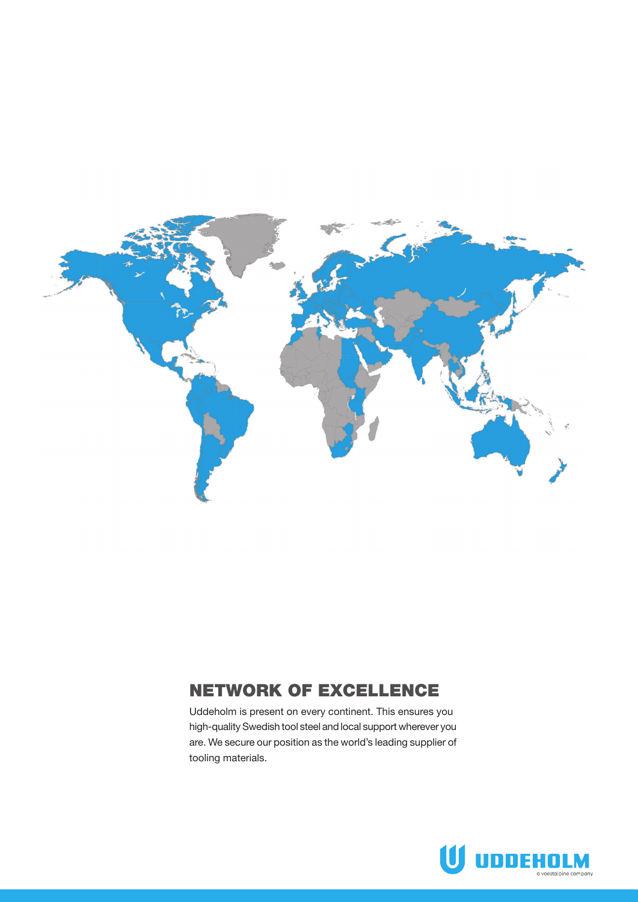## NETWORK OF EXCELLENCE

Uddeholm is present on every continent. This ensures you high-quality Swedish tool steel and local support wherever you are. We secure our position as the world's leading supplier of tooling materials.

UDDEHOLM

a voestalpine company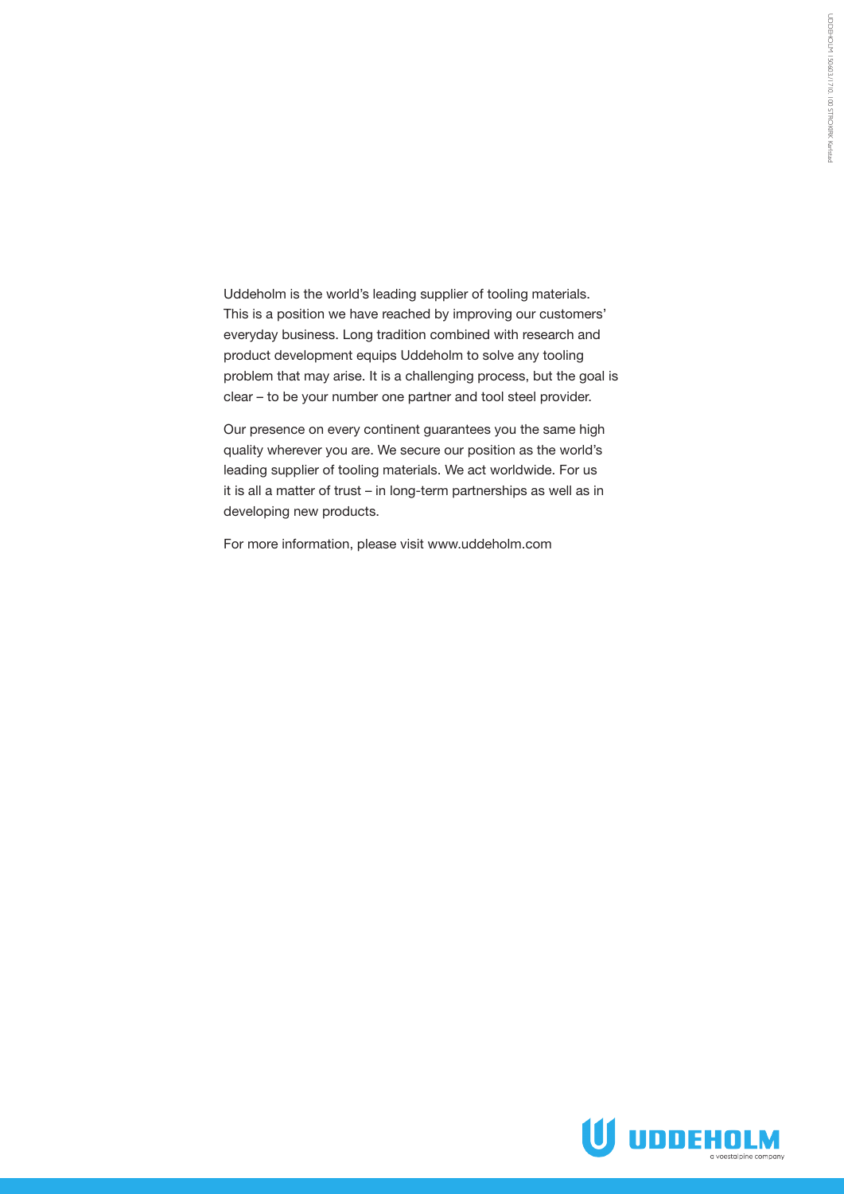Uddeholm is the world's leading supplier of tooling materials. This is a position we have reached by improving our customers' everyday business. Long tradition combined with research and product development equips Uddeholm to solve any tooling problem that may arise. It is a challenging process, but the goal is clear – to be your number one partner and tool steel provider.

Our presence on every continent guarantees you the same high quality wherever you are. We secure our position as the world's leading supplier of tooling materials. We act worldwide. For us it is all a matter of trust – in long-term partnerships as well as in developing new products.

For more information, please visit www.uddeholm.com

UDDEHOLM 150603/1710.100 STROKIRK Karlstad

UDDEHOLM
a voestalpine company